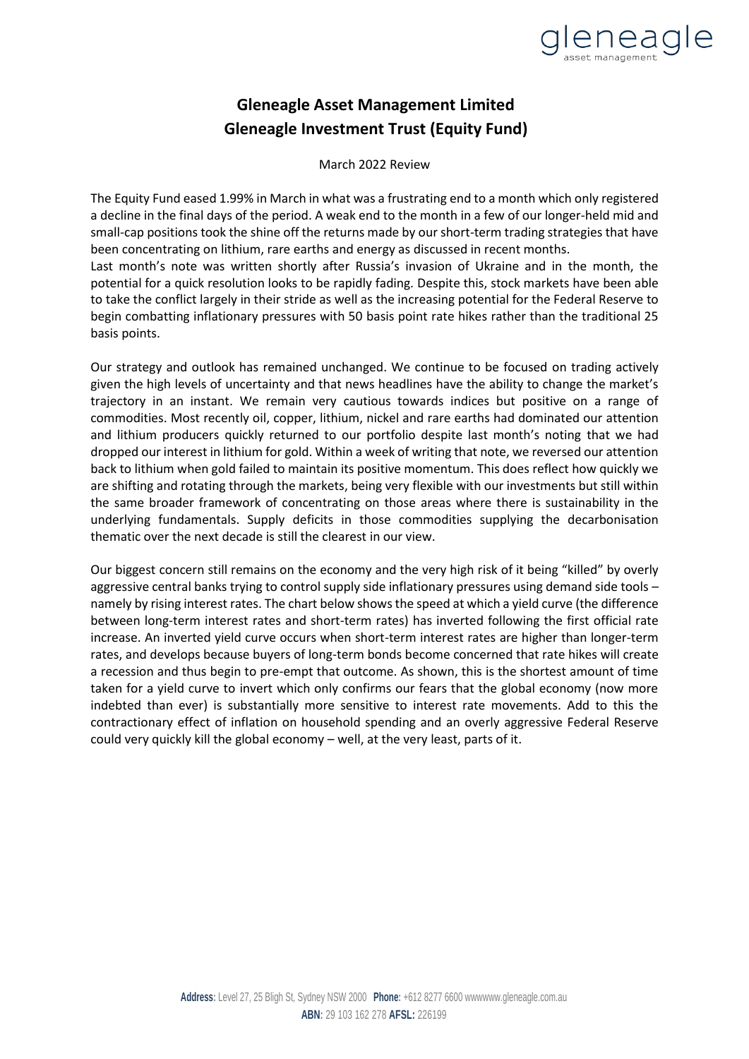# Gleneagle Asset Management Limited
# Gleneagle Investment Trust (Equity Fund)

March 2022 Review

The Equity Fund eased 1.99% in March in what was a frustrating end to a month which only registered a decline in the final days of the period. A weak end to the month in a few of our longer-held mid and small-cap positions took the shine off the returns made by our short-term trading strategies that have been concentrating on lithium, rare earths and energy as discussed in recent months.

Last month's note was written shortly after Russia's invasion of Ukraine and in the month, the potential for a quick resolution looks to be rapidly fading. Despite this, stock markets have been able to take the conflict largely in their stride as well as the increasing potential for the Federal Reserve to begin combatting inflationary pressures with 50 basis point rate hikes rather than the traditional 25 basis points.

Our strategy and outlook has remained unchanged. We continue to be focused on trading actively given the high levels of uncertainty and that news headlines have the ability to change the market's trajectory in an instant. We remain very cautious towards indices but positive on a range of commodities. Most recently oil, copper, lithium, nickel and rare earths had dominated our attention and lithium producers quickly returned to our portfolio despite last month's noting that we had dropped our interest in lithium for gold. Within a week of writing that note, we reversed our attention back to lithium when gold failed to maintain its positive momentum. This does reflect how quickly we are shifting and rotating through the markets, being very flexible with our investments but still within the same broader framework of concentrating on those areas where there is sustainability in the underlying fundamentals. Supply deficits in those commodities supplying the decarbonisation thematic over the next decade is still the clearest in our view.

Our biggest concern still remains on the economy and the very high risk of it being "killed" by overly aggressive central banks trying to control supply side inflationary pressures using demand side tools – namely by rising interest rates. The chart below shows the speed at which a yield curve (the difference between long-term interest rates and short-term rates) has inverted following the first official rate increase. An inverted yield curve occurs when short-term interest rates are higher than longer-term rates, and develops because buyers of long-term bonds become concerned that rate hikes will create a recession and thus begin to pre-empt that outcome. As shown, this is the shortest amount of time taken for a yield curve to invert which only confirms our fears that the global economy (now more indebted than ever) is substantially more sensitive to interest rate movements. Add to this the contractionary effect of inflation on household spending and an overly aggressive Federal Reserve could very quickly kill the global economy – well, at the very least, parts of it.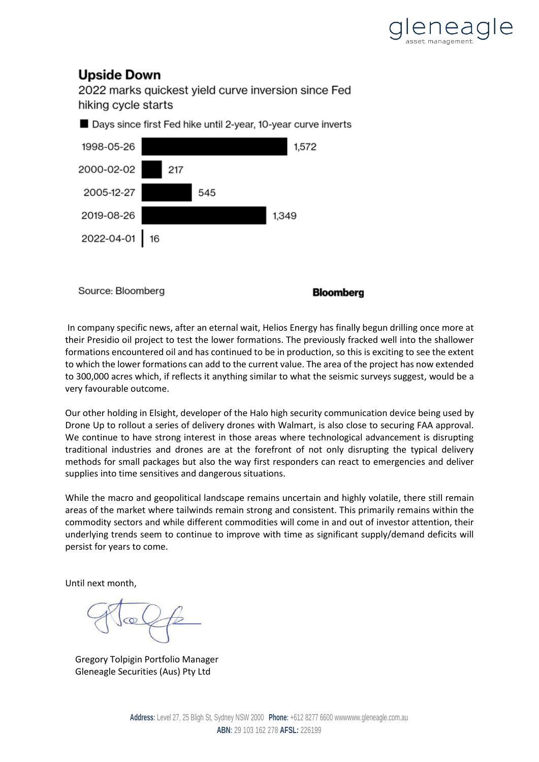**Upside Down**

2022 marks quickest yield curve inversion since Fed hiking cycle starts

■ Days since first Fed hike until 2-year, 10-year curve inverts

1998-05-26 1,572

2000-02-02 217

2005-12-27 545

2019-08-26 1,349

2022-04-01 16

Source: Bloomberg

**Bloomberg**

In company specific news, after an eternal wait, Helios Energy has finally begun drilling once more at their Presidio oil project to test the lower formations. The previously fracked well into the shallower formations encountered oil and has continued to be in production, so this is exciting to see the extent to which the lower formations can add to the current value. The area of the project has now extended to 300,000 acres which, if reflects it anything similar to what the seismic surveys suggest, would be a very favourable outcome.

Our other holding in Elsight, developer of the Halo high security communication device being used by Drone Up to rollout a series of delivery drones with Walmart, is also close to securing FAA approval. We continue to have strong interest in those areas where technological advancement is disrupting traditional industries and drones are at the forefront of not only disrupting the typical delivery methods for small packages but also the way first responders can react to emergencies and deliver supplies into time sensitives and dangerous situations.

While the macro and geopolitical landscape remains uncertain and highly volatile, there still remain areas of the market where tailwinds remain strong and consistent. This primarily remains within the commodity sectors and while different commodities will come in and out of investor attention, their underlying trends seem to continue to improve with time as significant supply/demand deficits will persist for years to come.

Until next month,

Gregory Tolpigin Portfolio Manager
Gleneagle Securities (Aus) Pty Ltd